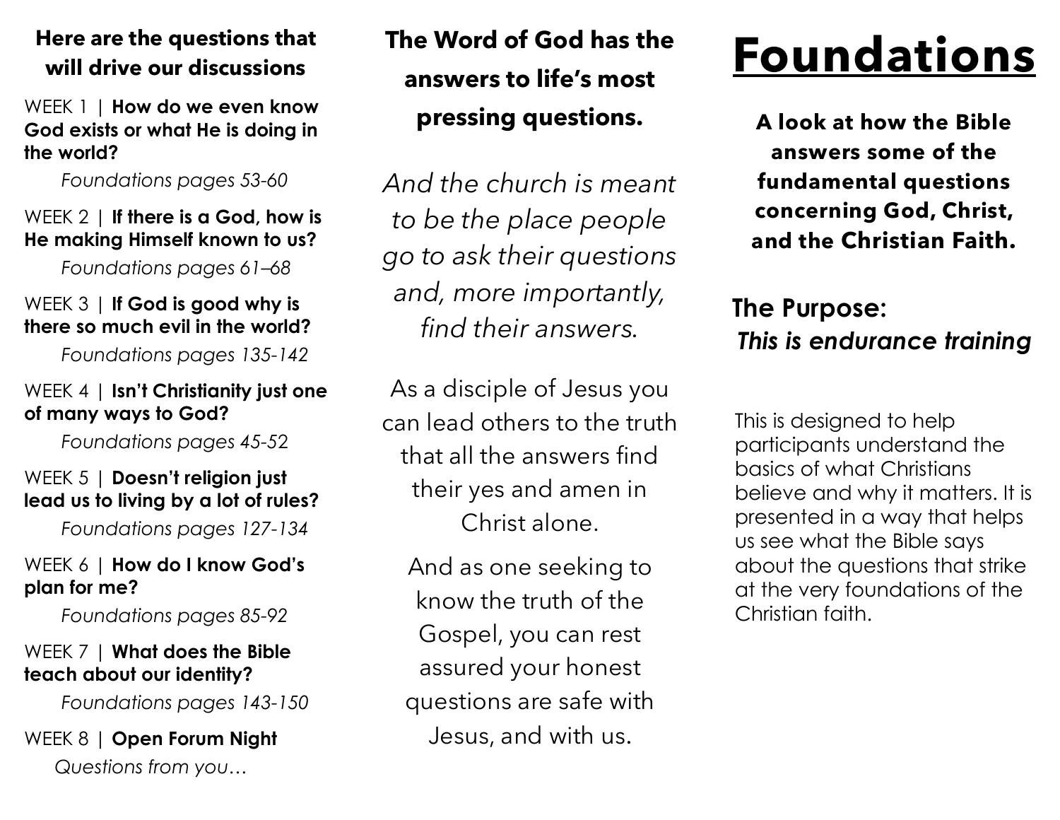**Here are the questions that will drive our discussions**

WEEK 1 | **How do we even know God exists or what He is doing in the world?**

*Foundations pages 53-60*

WEEK 2 | **If there is a God, how is He making Himself known to us?**

*Foundations pages 61–68*

WEEK 3 | **If God is good why is there so much evil in the world?**

*Foundations pages 135-142*

WEEK 4 | **Isn't Christianity just one of many ways to God?**

*Foundations pages 45-52*

WEEK 5 | **Doesn't religion just lead us to living by a lot of rules?**

*Foundations pages 127-134*

WEEK 6 | **How do I know God's plan for me?**

*Foundations pages 85-92*

WEEK 7 | **What does the Bible teach about our identity?**

*Foundations pages 143-150*

WEEK 8 | **Open Forum Night**

*Questions from you…*

**The Word of God has the answers to life's most pressing questions.**

*And the church is meant to be the place people go to ask their questions and, more importantly, find their answers.*

As a disciple of Jesus you can lead others to the truth that all the answers find their yes and amen in Christ alone.

And as one seeking to know the truth of the Gospel, you can rest assured your honest questions are safe with Jesus, and with us.

# Foundations

**A look at how the Bible answers some of the fundamental questions concerning God, Christ, and the Christian Faith.**

## The Purpose:

***This is endurance training***

This is designed to help participants understand the basics of what Christians believe and why it matters. It is presented in a way that helps us see what the Bible says about the questions that strike at the very foundations of the Christian faith.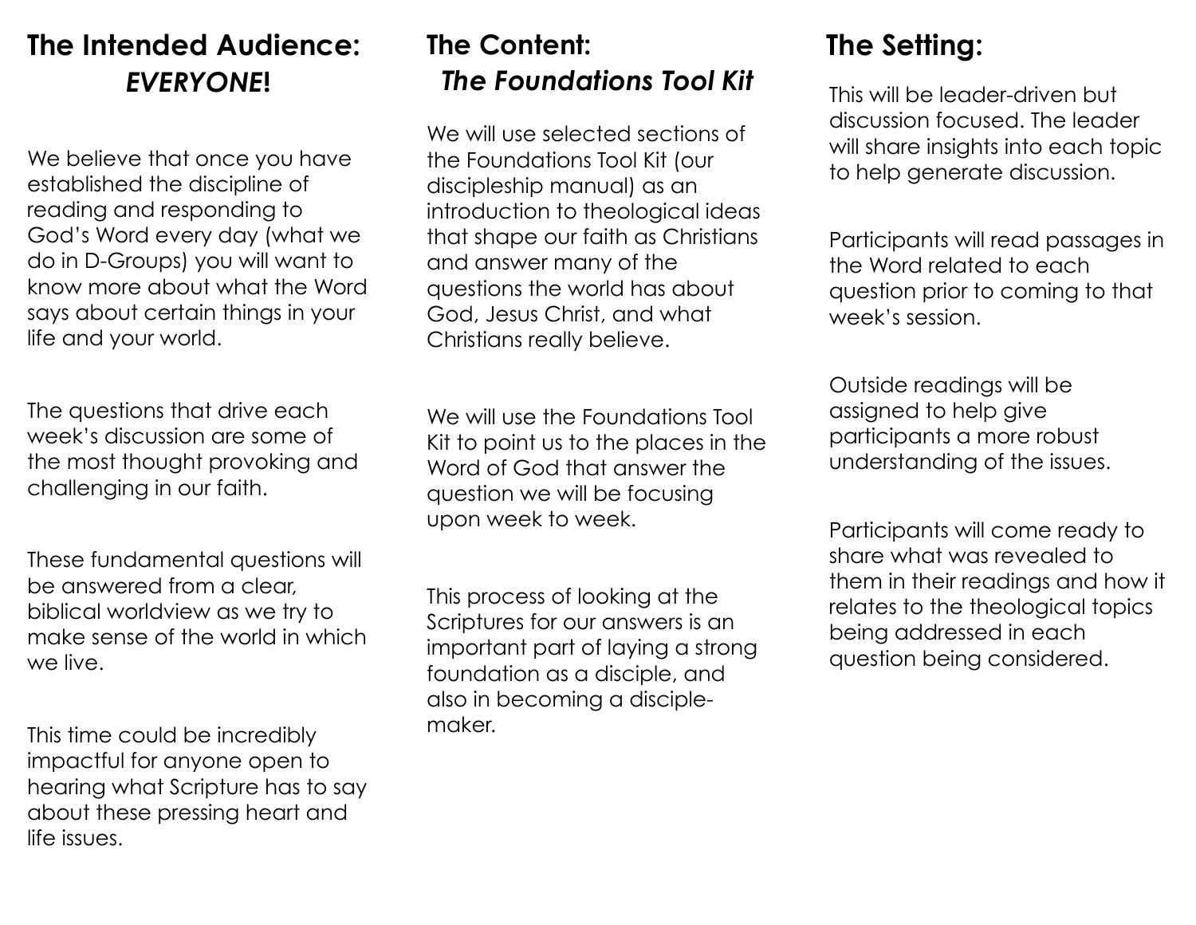## The Intended Audience: *EVERYONE*!

We believe that once you have established the discipline of reading and responding to God's Word every day (what we do in D-Groups) you will want to know more about what the Word says about certain things in your life and your world.

The questions that drive each week's discussion are some of the most thought provoking and challenging in our faith.

These fundamental questions will be answered from a clear, biblical worldview as we try to make sense of the world in which we live.

This time could be incredibly impactful for anyone open to hearing what Scripture has to say about these pressing heart and life issues.

## The Content: *The Foundations Tool Kit*

We will use selected sections of the Foundations Tool Kit (our discipleship manual) as an introduction to theological ideas that shape our faith as Christians and answer many of the questions the world has about God, Jesus Christ, and what Christians really believe.

We will use the Foundations Tool Kit to point us to the places in the Word of God that answer the question we will be focusing upon week to week.

This process of looking at the Scriptures for our answers is an important part of laying a strong foundation as a disciple, and also in becoming a disciple-maker.

## The Setting:

This will be leader-driven but discussion focused. The leader will share insights into each topic to help generate discussion.

Participants will read passages in the Word related to each question prior to coming to that week's session.

Outside readings will be assigned to help give participants a more robust understanding of the issues.

Participants will come ready to share what was revealed to them in their readings and how it relates to the theological topics being addressed in each question being considered.